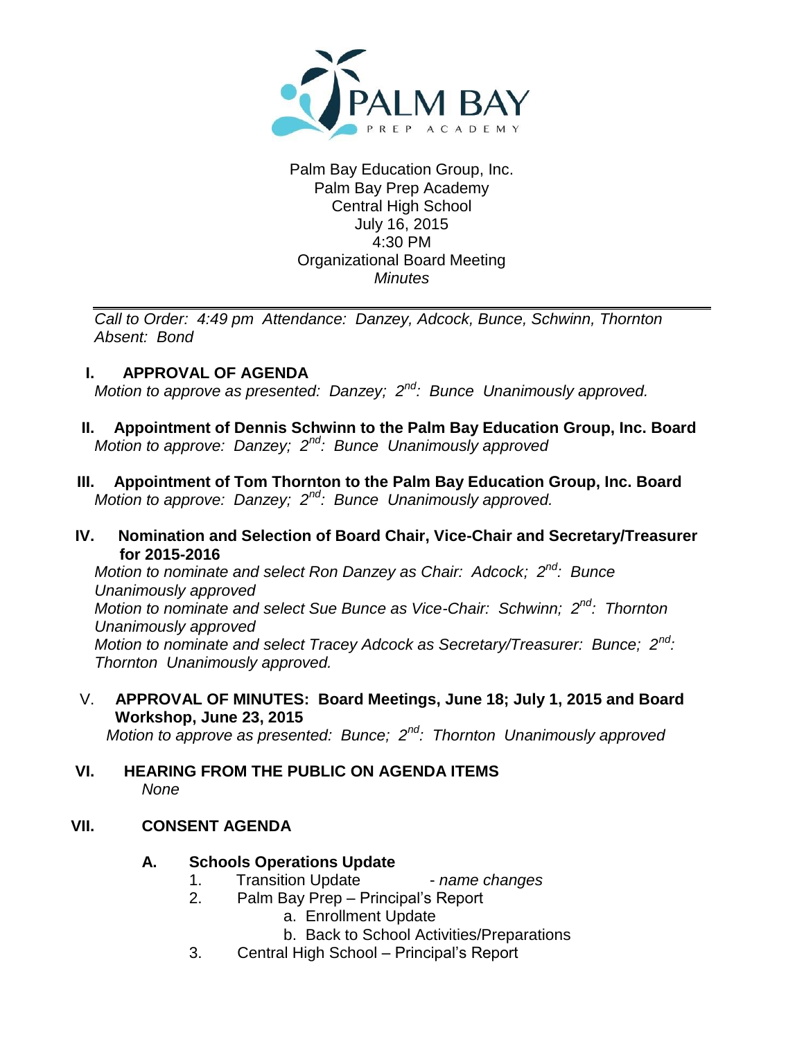Palm Bay Education Group, Inc.
Palm Bay Prep Academy
Central High School
July 16, 2015
4:30 PM
Organizational Board Meeting
*Minutes*

---

*Call to Order: 4:49 pm Attendance: Danzey, Adcock, Bunce, Schwinn, Thornton*
*Absent: Bond*

## I. APPROVAL OF AGENDA

*Motion to approve as presented: Danzey; 2nd: Bunce Unanimously approved.*

## II. Appointment of Dennis Schwinn to the Palm Bay Education Group, Inc. Board

*Motion to approve: Danzey; 2nd: Bunce Unanimously approved*

## III. Appointment of Tom Thornton to the Palm Bay Education Group, Inc. Board

*Motion to approve: Danzey; 2nd: Bunce Unanimously approved.*

## IV. Nomination and Selection of Board Chair, Vice-Chair and Secretary/Treasurer for 2015-2016

*Motion to nominate and select Ron Danzey as Chair: Adcock; 2nd: Bunce Unanimously approved*
*Motion to nominate and select Sue Bunce as Vice-Chair: Schwinn; 2nd: Thornton Unanimously approved*
*Motion to nominate and select Tracey Adcock as Secretary/Treasurer: Bunce; 2nd: Thornton Unanimously approved.*

## V. APPROVAL OF MINUTES: Board Meetings, June 18; July 1, 2015 and Board Workshop, June 23, 2015

*Motion to approve as presented: Bunce; 2nd: Thornton Unanimously approved*

## VI. HEARING FROM THE PUBLIC ON AGENDA ITEMS

*None*

## VII. CONSENT AGENDA

### A. Schools Operations Update

1. Transition Update - *name changes*
2. Palm Bay Prep – Principal's Report
   a. Enrollment Update
   b. Back to School Activities/Preparations
3. Central High School – Principal's Report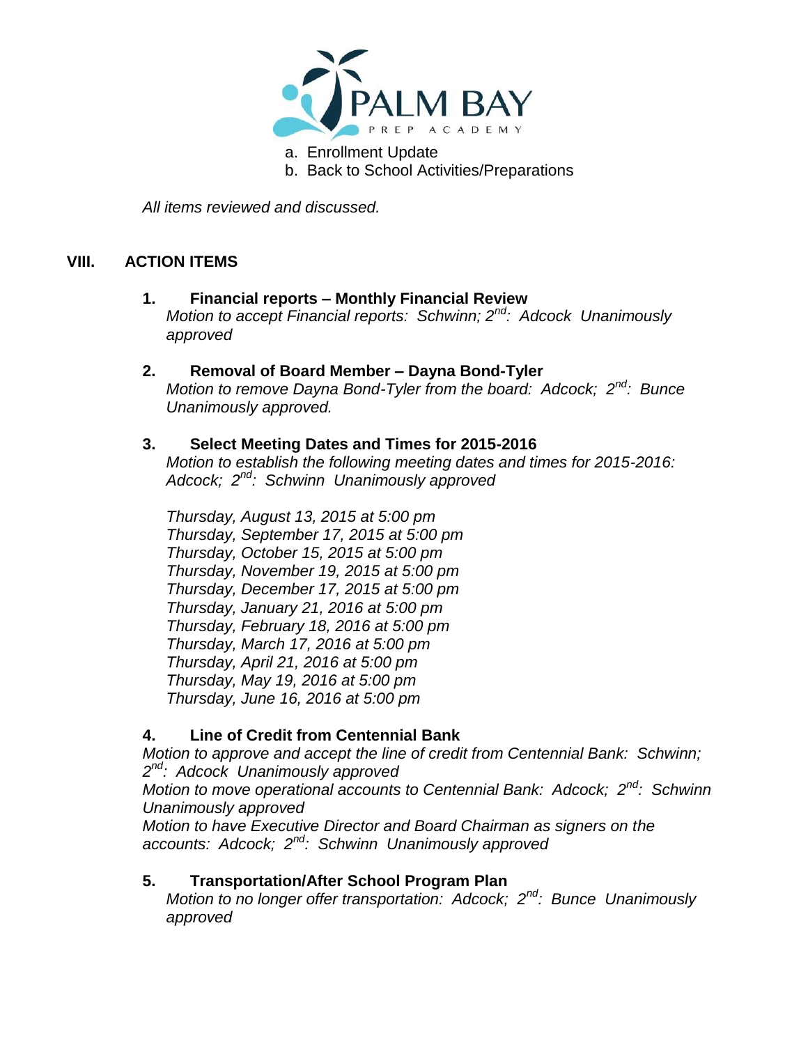a. Enrollment Update
b. Back to School Activities/Preparations

*All items reviewed and discussed.*

## VIII. ACTION ITEMS

**1. Financial reports – Monthly Financial Review**
*Motion to accept Financial reports: Schwinn; 2nd: Adcock Unanimously approved*

**2. Removal of Board Member – Dayna Bond-Tyler**
*Motion to remove Dayna Bond-Tyler from the board: Adcock; 2nd: Bunce Unanimously approved.*

**3. Select Meeting Dates and Times for 2015-2016**
*Motion to establish the following meeting dates and times for 2015-2016: Adcock; 2nd: Schwinn Unanimously approved*

*Thursday, August 13, 2015 at 5:00 pm*
*Thursday, September 17, 2015 at 5:00 pm*
*Thursday, October 15, 2015 at 5:00 pm*
*Thursday, November 19, 2015 at 5:00 pm*
*Thursday, December 17, 2015 at 5:00 pm*
*Thursday, January 21, 2016 at 5:00 pm*
*Thursday, February 18, 2016 at 5:00 pm*
*Thursday, March 17, 2016 at 5:00 pm*
*Thursday, April 21, 2016 at 5:00 pm*
*Thursday, May 19, 2016 at 5:00 pm*
*Thursday, June 16, 2016 at 5:00 pm*

**4. Line of Credit from Centennial Bank**
*Motion to approve and accept the line of credit from Centennial Bank: Schwinn; 2nd: Adcock Unanimously approved*
*Motion to move operational accounts to Centennial Bank: Adcock; 2nd: Schwinn Unanimously approved*
*Motion to have Executive Director and Board Chairman as signers on the accounts: Adcock; 2nd: Schwinn Unanimously approved*

**5. Transportation/After School Program Plan**
*Motion to no longer offer transportation: Adcock; 2nd: Bunce Unanimously approved*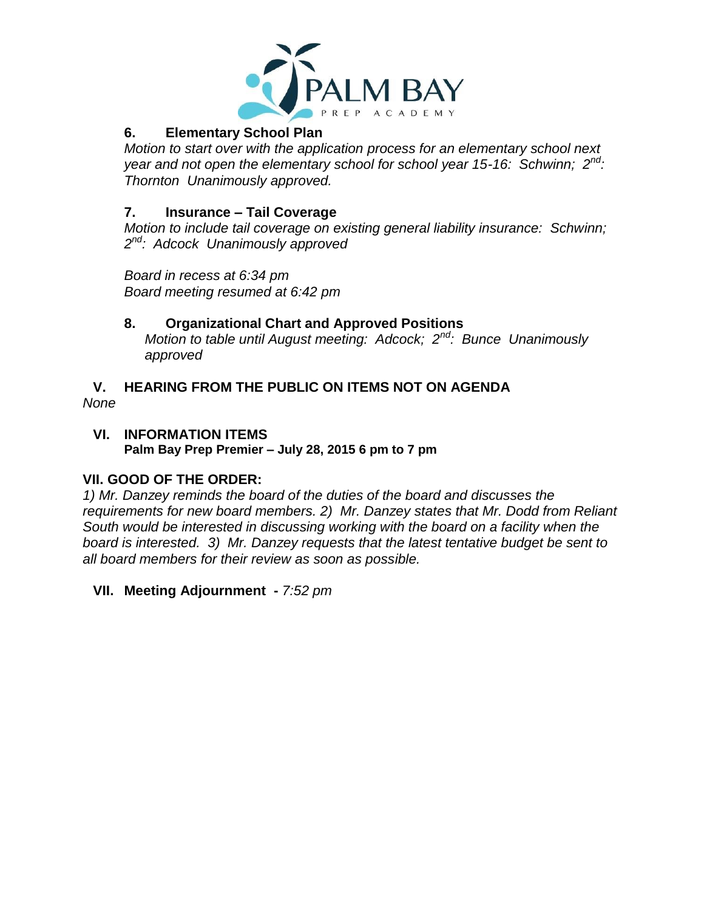### 6. Elementary School Plan

*Motion to start over with the application process for an elementary school next year and not open the elementary school for school year 15-16: Schwinn; 2nd: Thornton Unanimously approved.*

### 7. Insurance – Tail Coverage

*Motion to include tail coverage on existing general liability insurance: Schwinn; 2nd: Adcock Unanimously approved*

*Board in recess at 6:34 pm*
*Board meeting resumed at 6:42 pm*

### 8. Organizational Chart and Approved Positions

*Motion to table until August meeting: Adcock; 2nd: Bunce Unanimously approved*

## V. HEARING FROM THE PUBLIC ON ITEMS NOT ON AGENDA

*None*

## VI. INFORMATION ITEMS

**Palm Bay Prep Premier – July 28, 2015 6 pm to 7 pm**

## VII. GOOD OF THE ORDER:

*1) Mr. Danzey reminds the board of the duties of the board and discusses the requirements for new board members. 2) Mr. Danzey states that Mr. Dodd from Reliant South would be interested in discussing working with the board on a facility when the board is interested. 3) Mr. Danzey requests that the latest tentative budget be sent to all board members for their review as soon as possible.*

## VII. Meeting Adjournment - *7:52 pm*